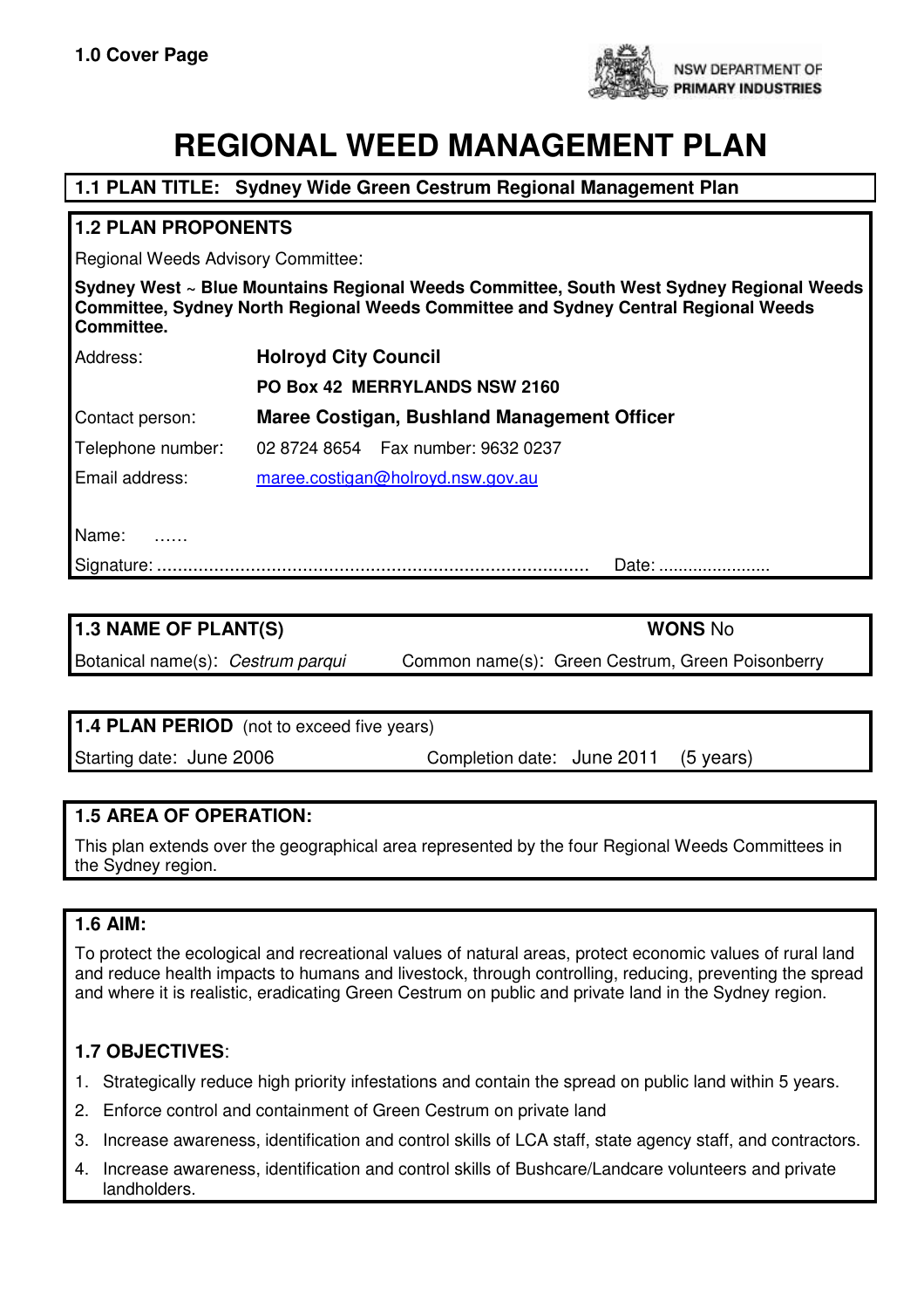**1.0 Cover Page**

NSW DEPARTMENT OF **PRIMARY INDUSTRIES**

# REGIONAL WEED MANAGEMENT PLAN

**1.1 PLAN TITLE: Sydney Wide Green Cestrum Regional Management Plan**

## 1.2 PLAN PROPONENTS

Regional Weeds Advisory Committee:

**Sydney West ~ Blue Mountains Regional Weeds Committee, South West Sydney Regional Weeds Committee, Sydney North Regional Weeds Committee and Sydney Central Regional Weeds Committee.**

| | |
|---|---|
| Address: | **Holroyd City Council** |
| | **PO Box 42 MERRYLANDS NSW 2160** |
| Contact person: | **Maree Costigan, Bushland Management Officer** |
| Telephone number: | 02 8724 8654 Fax number: 9632 0237 |
| Email address: | maree.costigan@holroyd.nsw.gov.au |

Name: ……

Signature: ………………………………………………………………………… Date: ……………………

## 1.3 NAME OF PLANT(S)

**WONS** No

Botanical name(s): *Cestrum parqui* Common name(s): Green Cestrum, Green Poisonberry

## 1.4 PLAN PERIOD (not to exceed five years)

Starting date: June 2006 Completion date: June 2011 (5 years)

## 1.5 AREA OF OPERATION:

This plan extends over the geographical area represented by the four Regional Weeds Committees in the Sydney region.

## 1.6 AIM:

To protect the ecological and recreational values of natural areas, protect economic values of rural land and reduce health impacts to humans and livestock, through controlling, reducing, preventing the spread and where it is realistic, eradicating Green Cestrum on public and private land in the Sydney region.

## 1.7 OBJECTIVES:

1. Strategically reduce high priority infestations and contain the spread on public land within 5 years.
2. Enforce control and containment of Green Cestrum on private land
3. Increase awareness, identification and control skills of LCA staff, state agency staff, and contractors.
4. Increase awareness, identification and control skills of Bushcare/Landcare volunteers and private landholders.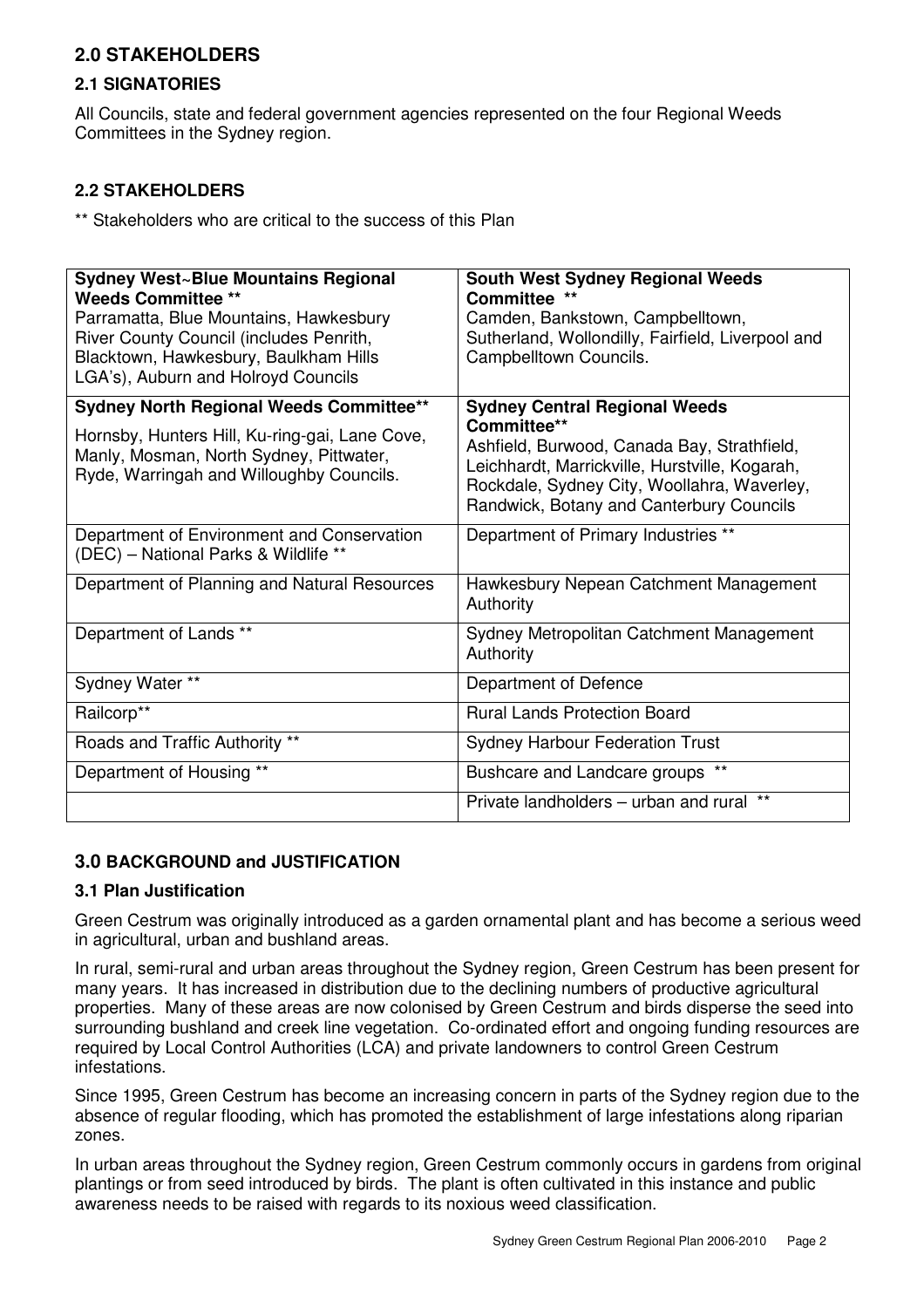## 2.0 STAKEHOLDERS

### 2.1 SIGNATORIES

All Councils, state and federal government agencies represented on the four Regional Weeds Committees in the Sydney region.

### 2.2 STAKEHOLDERS

** Stakeholders who are critical to the success of this Plan

| | |
|---|---|
| **Sydney West~Blue Mountains Regional Weeds Committee** ** Parramatta, Blue Mountains, Hawkesbury River County Council (includes Penrith, Blacktown, Hawkesbury, Baulkham Hills LGA's), Auburn and Holroyd Councils | **South West Sydney Regional Weeds Committee** ** Camden, Bankstown, Campbelltown, Sutherland, Wollondilly, Fairfield, Liverpool and Campbelltown Councils. |
| **Sydney North Regional Weeds Committee**** Hornsby, Hunters Hill, Ku-ring-gai, Lane Cove, Manly, Mosman, North Sydney, Pittwater, Ryde, Warringah and Willoughby Councils. | **Sydney Central Regional Weeds Committee**** Ashfield, Burwood, Canada Bay, Strathfield, Leichhardt, Marrickville, Hurstville, Kogarah, Rockdale, Sydney City, Woollahra, Waverley, Randwick, Botany and Canterbury Councils |
| Department of Environment and Conservation (DEC) – National Parks & Wildlife ** | Department of Primary Industries ** |
| Department of Planning and Natural Resources | Hawkesbury Nepean Catchment Management Authority |
| Department of Lands ** | Sydney Metropolitan Catchment Management Authority |
| Sydney Water ** | Department of Defence |
| Railcorp** | Rural Lands Protection Board |
| Roads and Traffic Authority ** | Sydney Harbour Federation Trust |
| Department of Housing ** | Bushcare and Landcare groups ** |
| | Private landholders – urban and rural ** |

## 3.0 BACKGROUND and JUSTIFICATION

### 3.1 Plan Justification

Green Cestrum was originally introduced as a garden ornamental plant and has become a serious weed in agricultural, urban and bushland areas.

In rural, semi-rural and urban areas throughout the Sydney region, Green Cestrum has been present for many years. It has increased in distribution due to the declining numbers of productive agricultural properties. Many of these areas are now colonised by Green Cestrum and birds disperse the seed into surrounding bushland and creek line vegetation. Co-ordinated effort and ongoing funding resources are required by Local Control Authorities (LCA) and private landowners to control Green Cestrum infestations.

Since 1995, Green Cestrum has become an increasing concern in parts of the Sydney region due to the absence of regular flooding, which has promoted the establishment of large infestations along riparian zones.

In urban areas throughout the Sydney region, Green Cestrum commonly occurs in gardens from original plantings or from seed introduced by birds. The plant is often cultivated in this instance and public awareness needs to be raised with regards to its noxious weed classification.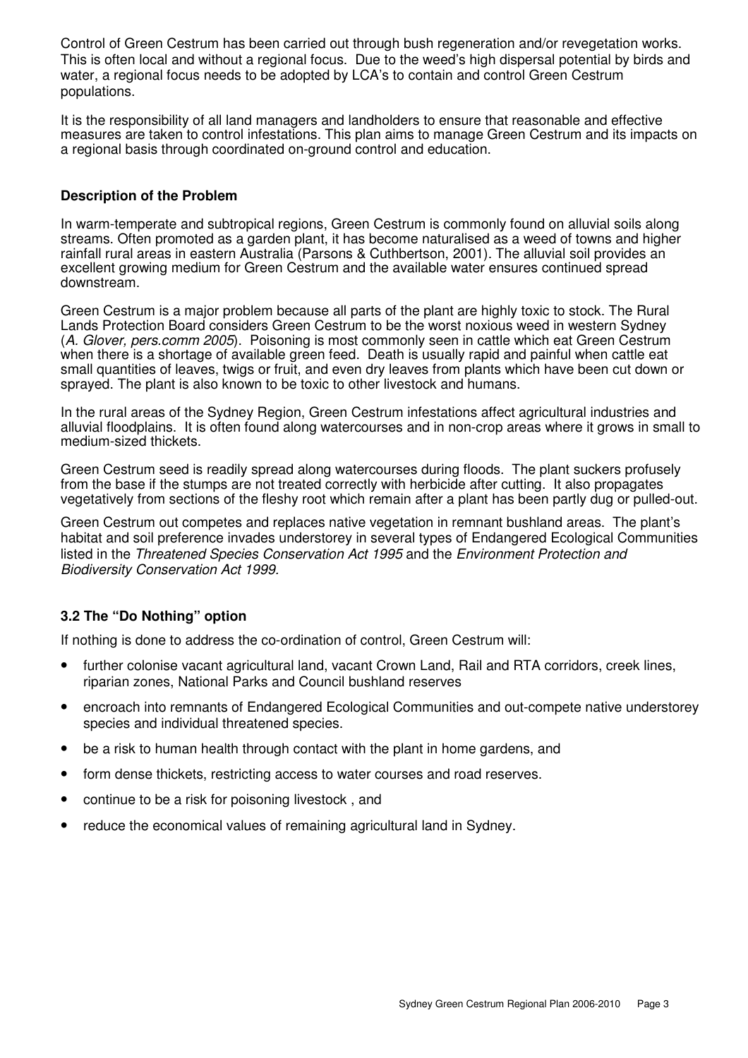Control of Green Cestrum has been carried out through bush regeneration and/or revegetation works. This is often local and without a regional focus. Due to the weed's high dispersal potential by birds and water, a regional focus needs to be adopted by LCA's to contain and control Green Cestrum populations.

It is the responsibility of all land managers and landholders to ensure that reasonable and effective measures are taken to control infestations. This plan aims to manage Green Cestrum and its impacts on a regional basis through coordinated on-ground control and education.

### Description of the Problem

In warm-temperate and subtropical regions, Green Cestrum is commonly found on alluvial soils along streams. Often promoted as a garden plant, it has become naturalised as a weed of towns and higher rainfall rural areas in eastern Australia (Parsons & Cuthbertson, 2001). The alluvial soil provides an excellent growing medium for Green Cestrum and the available water ensures continued spread downstream.

Green Cestrum is a major problem because all parts of the plant are highly toxic to stock. The Rural Lands Protection Board considers Green Cestrum to be the worst noxious weed in western Sydney (*A. Glover, pers.comm 2005*). Poisoning is most commonly seen in cattle which eat Green Cestrum when there is a shortage of available green feed. Death is usually rapid and painful when cattle eat small quantities of leaves, twigs or fruit, and even dry leaves from plants which have been cut down or sprayed. The plant is also known to be toxic to other livestock and humans.

In the rural areas of the Sydney Region, Green Cestrum infestations affect agricultural industries and alluvial floodplains. It is often found along watercourses and in non-crop areas where it grows in small to medium-sized thickets.

Green Cestrum seed is readily spread along watercourses during floods. The plant suckers profusely from the base if the stumps are not treated correctly with herbicide after cutting. It also propagates vegetatively from sections of the fleshy root which remain after a plant has been partly dug or pulled-out.

Green Cestrum out competes and replaces native vegetation in remnant bushland areas. The plant's habitat and soil preference invades understorey in several types of Endangered Ecological Communities listed in the *Threatened Species Conservation Act 1995* and the *Environment Protection and Biodiversity Conservation Act 1999.*

### 3.2 The "Do Nothing" option

If nothing is done to address the co-ordination of control, Green Cestrum will:

- further colonise vacant agricultural land, vacant Crown Land, Rail and RTA corridors, creek lines, riparian zones, National Parks and Council bushland reserves
- encroach into remnants of Endangered Ecological Communities and out-compete native understorey species and individual threatened species.
- be a risk to human health through contact with the plant in home gardens, and
- form dense thickets, restricting access to water courses and road reserves.
- continue to be a risk for poisoning livestock , and
- reduce the economical values of remaining agricultural land in Sydney.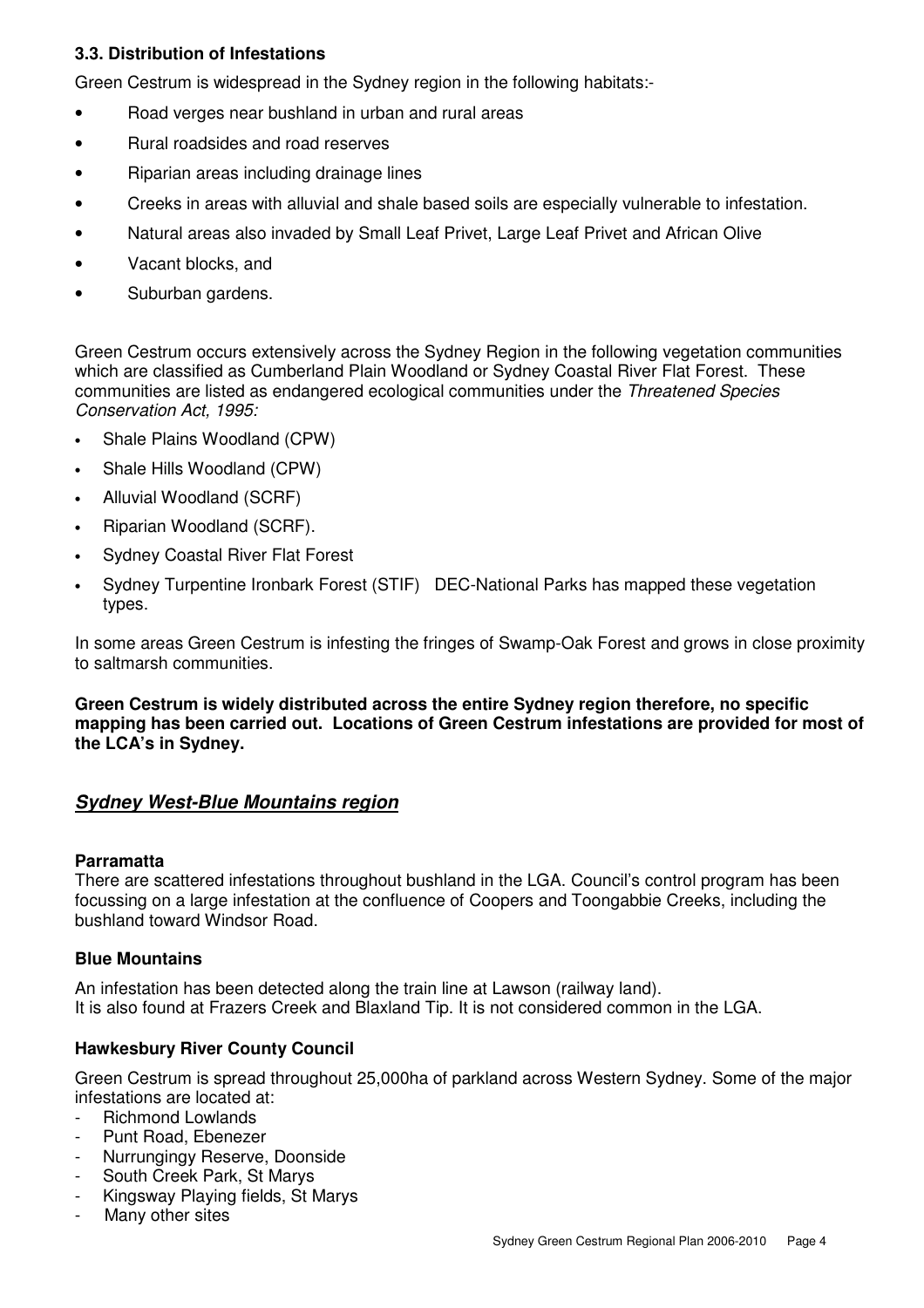### 3.3. Distribution of Infestations

Green Cestrum is widespread in the Sydney region in the following habitats:-

- Road verges near bushland in urban and rural areas
- Rural roadsides and road reserves
- Riparian areas including drainage lines
- Creeks in areas with alluvial and shale based soils are especially vulnerable to infestation.
- Natural areas also invaded by Small Leaf Privet, Large Leaf Privet and African Olive
- Vacant blocks, and
- Suburban gardens.

Green Cestrum occurs extensively across the Sydney Region in the following vegetation communities which are classified as Cumberland Plain Woodland or Sydney Coastal River Flat Forest. These communities are listed as endangered ecological communities under the *Threatened Species Conservation Act, 1995:*

- Shale Plains Woodland (CPW)
- Shale Hills Woodland (CPW)
- Alluvial Woodland (SCRF)
- Riparian Woodland (SCRF).
- Sydney Coastal River Flat Forest
- Sydney Turpentine Ironbark Forest (STIF) DEC-National Parks has mapped these vegetation types.

In some areas Green Cestrum is infesting the fringes of Swamp-Oak Forest and grows in close proximity to saltmarsh communities.

**Green Cestrum is widely distributed across the entire Sydney region therefore, no specific mapping has been carried out. Locations of Green Cestrum infestations are provided for most of the LCA's in Sydney.**

## ***Sydney West-Blue Mountains region***

#### Parramatta

There are scattered infestations throughout bushland in the LGA. Council's control program has been focussing on a large infestation at the confluence of Coopers and Toongabbie Creeks, including the bushland toward Windsor Road.

#### Blue Mountains

An infestation has been detected along the train line at Lawson (railway land).
It is also found at Frazers Creek and Blaxland Tip. It is not considered common in the LGA.

#### Hawkesbury River County Council

Green Cestrum is spread throughout 25,000ha of parkland across Western Sydney. Some of the major infestations are located at:

- Richmond Lowlands
- Punt Road, Ebenezer
- Nurrungingy Reserve, Doonside
- South Creek Park, St Marys
- Kingsway Playing fields, St Marys
- Many other sites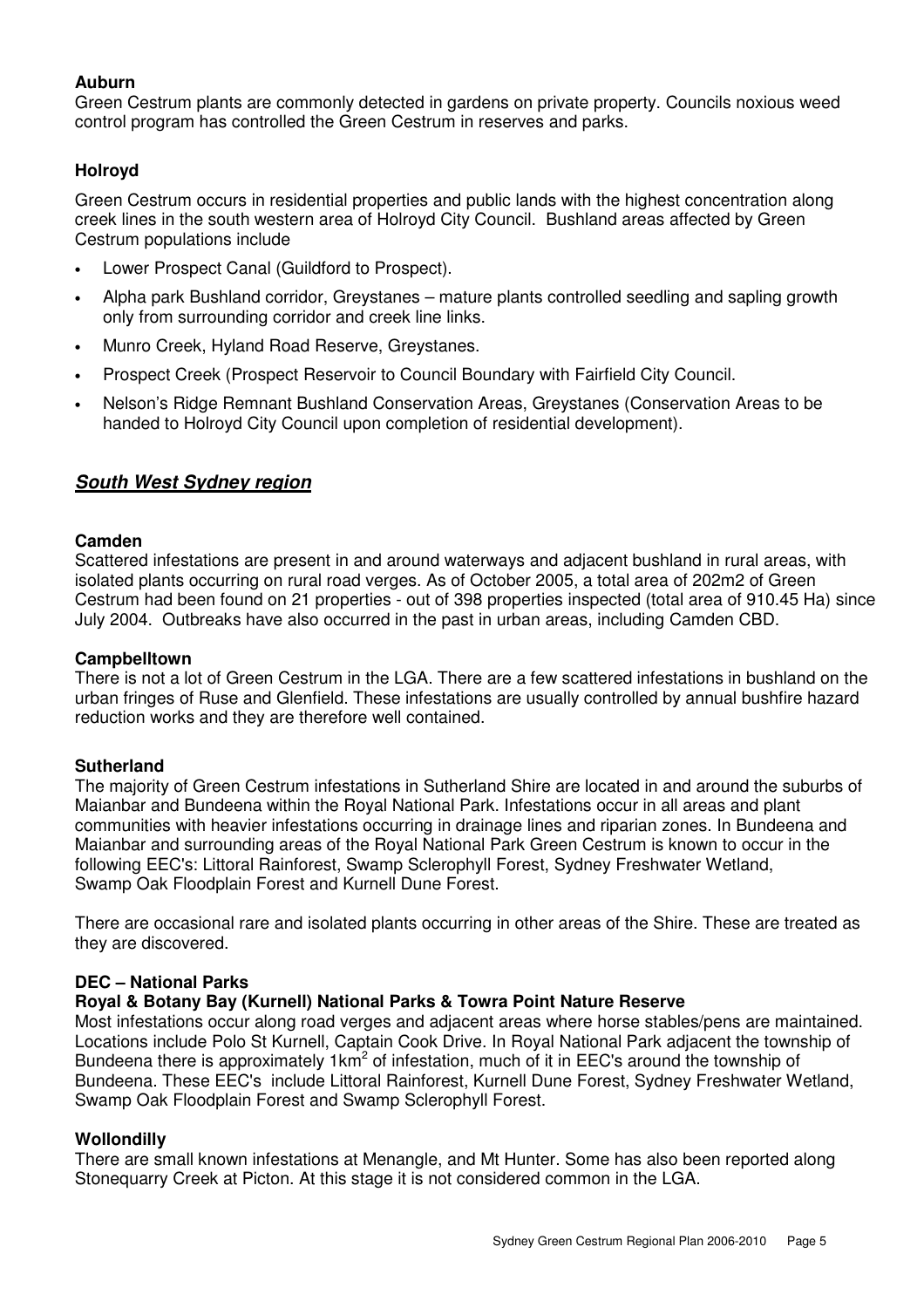**Auburn**

Green Cestrum plants are commonly detected in gardens on private property. Councils noxious weed control program has controlled the Green Cestrum in reserves and parks.

**Holroyd**

Green Cestrum occurs in residential properties and public lands with the highest concentration along creek lines in the south western area of Holroyd City Council. Bushland areas affected by Green Cestrum populations include

- Lower Prospect Canal (Guildford to Prospect).
- Alpha park Bushland corridor, Greystanes – mature plants controlled seedling and sapling growth only from surrounding corridor and creek line links.
- Munro Creek, Hyland Road Reserve, Greystanes.
- Prospect Creek (Prospect Reservoir to Council Boundary with Fairfield City Council.
- Nelson's Ridge Remnant Bushland Conservation Areas, Greystanes (Conservation Areas to be handed to Holroyd City Council upon completion of residential development).

## ***South West Sydney region***

**Camden**

Scattered infestations are present in and around waterways and adjacent bushland in rural areas, with isolated plants occurring on rural road verges. As of October 2005, a total area of 202m2 of Green Cestrum had been found on 21 properties - out of 398 properties inspected (total area of 910.45 Ha) since July 2004. Outbreaks have also occurred in the past in urban areas, including Camden CBD.

**Campbelltown**

There is not a lot of Green Cestrum in the LGA. There are a few scattered infestations in bushland on the urban fringes of Ruse and Glenfield. These infestations are usually controlled by annual bushfire hazard reduction works and they are therefore well contained.

**Sutherland**

The majority of Green Cestrum infestations in Sutherland Shire are located in and around the suburbs of Maianbar and Bundeena within the Royal National Park. Infestations occur in all areas and plant communities with heavier infestations occurring in drainage lines and riparian zones. In Bundeena and Maianbar and surrounding areas of the Royal National Park Green Cestrum is known to occur in the following EEC's: Littoral Rainforest, Swamp Sclerophyll Forest, Sydney Freshwater Wetland, Swamp Oak Floodplain Forest and Kurnell Dune Forest.

There are occasional rare and isolated plants occurring in other areas of the Shire. These are treated as they are discovered.

**DEC – National Parks**

**Royal & Botany Bay (Kurnell) National Parks & Towra Point Nature Reserve**

Most infestations occur along road verges and adjacent areas where horse stables/pens are maintained. Locations include Polo St Kurnell, Captain Cook Drive. In Royal National Park adjacent the township of Bundeena there is approximately 1km$^2$ of infestation, much of it in EEC's around the township of Bundeena. These EEC's include Littoral Rainforest, Kurnell Dune Forest, Sydney Freshwater Wetland, Swamp Oak Floodplain Forest and Swamp Sclerophyll Forest.

**Wollondilly**

There are small known infestations at Menangle, and Mt Hunter. Some has also been reported along Stonequarry Creek at Picton. At this stage it is not considered common in the LGA.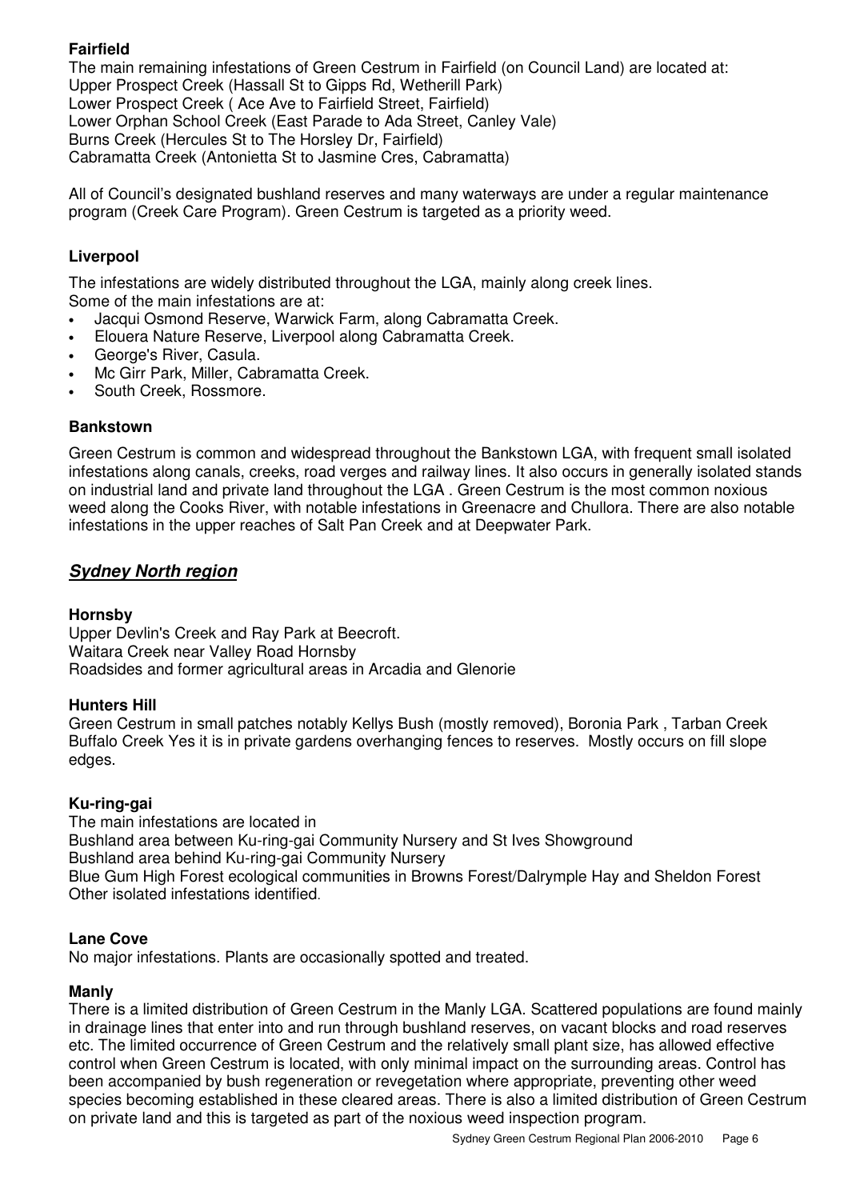**Fairfield**

The main remaining infestations of Green Cestrum in Fairfield (on Council Land) are located at:
Upper Prospect Creek (Hassall St to Gipps Rd, Wetherill Park)
Lower Prospect Creek ( Ace Ave to Fairfield Street, Fairfield)
Lower Orphan School Creek (East Parade to Ada Street, Canley Vale)
Burns Creek (Hercules St to The Horsley Dr, Fairfield)
Cabramatta Creek (Antonietta St to Jasmine Cres, Cabramatta)

All of Council's designated bushland reserves and many waterways are under a regular maintenance program (Creek Care Program). Green Cestrum is targeted as a priority weed.

**Liverpool**

The infestations are widely distributed throughout the LGA, mainly along creek lines.
Some of the main infestations are at:

- Jacqui Osmond Reserve, Warwick Farm, along Cabramatta Creek.
- Elouera Nature Reserve, Liverpool along Cabramatta Creek.
- George's River, Casula.
- Mc Girr Park, Miller, Cabramatta Creek.
- South Creek, Rossmore.

**Bankstown**

Green Cestrum is common and widespread throughout the Bankstown LGA, with frequent small isolated infestations along canals, creeks, road verges and railway lines. It also occurs in generally isolated stands on industrial land and private land throughout the LGA . Green Cestrum is the most common noxious weed along the Cooks River, with notable infestations in Greenacre and Chullora. There are also notable infestations in the upper reaches of Salt Pan Creek and at Deepwater Park.

## ***Sydney North region***

**Hornsby**

Upper Devlin's Creek and Ray Park at Beecroft.
Waitara Creek near Valley Road Hornsby
Roadsides and former agricultural areas in Arcadia and Glenorie

**Hunters Hill**

Green Cestrum in small patches notably Kellys Bush (mostly removed), Boronia Park , Tarban Creek Buffalo Creek Yes it is in private gardens overhanging fences to reserves. Mostly occurs on fill slope edges.

**Ku-ring-gai**

The main infestations are located in
Bushland area between Ku-ring-gai Community Nursery and St Ives Showground
Bushland area behind Ku-ring-gai Community Nursery
Blue Gum High Forest ecological communities in Browns Forest/Dalrymple Hay and Sheldon Forest
Other isolated infestations identified.

**Lane Cove**

No major infestations. Plants are occasionally spotted and treated.

**Manly**

There is a limited distribution of Green Cestrum in the Manly LGA. Scattered populations are found mainly in drainage lines that enter into and run through bushland reserves, on vacant blocks and road reserves etc. The limited occurrence of Green Cestrum and the relatively small plant size, has allowed effective control when Green Cestrum is located, with only minimal impact on the surrounding areas. Control has been accompanied by bush regeneration or revegetation where appropriate, preventing other weed species becoming established in these cleared areas. There is also a limited distribution of Green Cestrum on private land and this is targeted as part of the noxious weed inspection program.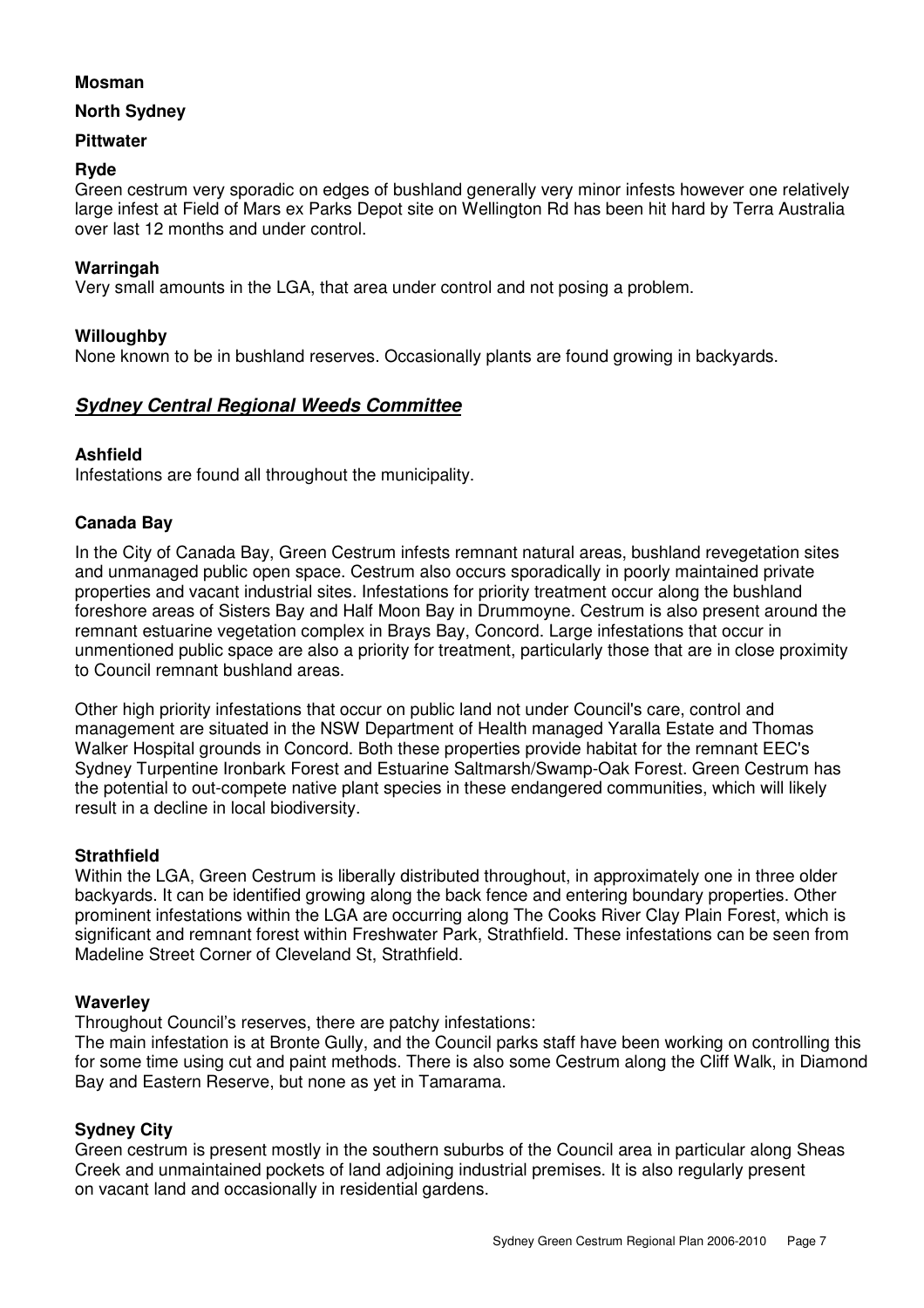**Mosman**

**North Sydney**

**Pittwater**

**Ryde**

Green cestrum very sporadic on edges of bushland generally very minor infests however one relatively large infest at Field of Mars ex Parks Depot site on Wellington Rd has been hit hard by Terra Australia over last 12 months and under control.

**Warringah**

Very small amounts in the LGA, that area under control and not posing a problem.

**Willoughby**

None known to be in bushland reserves. Occasionally plants are found growing in backyards.

## ***Sydney Central Regional Weeds Committee***

**Ashfield**

Infestations are found all throughout the municipality.

**Canada Bay**

In the City of Canada Bay, Green Cestrum infests remnant natural areas, bushland revegetation sites and unmanaged public open space. Cestrum also occurs sporadically in poorly maintained private properties and vacant industrial sites. Infestations for priority treatment occur along the bushland foreshore areas of Sisters Bay and Half Moon Bay in Drummoyne. Cestrum is also present around the remnant estuarine vegetation complex in Brays Bay, Concord. Large infestations that occur in unmentioned public space are also a priority for treatment, particularly those that are in close proximity to Council remnant bushland areas.

Other high priority infestations that occur on public land not under Council's care, control and management are situated in the NSW Department of Health managed Yaralla Estate and Thomas Walker Hospital grounds in Concord. Both these properties provide habitat for the remnant EEC's Sydney Turpentine Ironbark Forest and Estuarine Saltmarsh/Swamp-Oak Forest. Green Cestrum has the potential to out-compete native plant species in these endangered communities, which will likely result in a decline in local biodiversity.

**Strathfield**

Within the LGA, Green Cestrum is liberally distributed throughout, in approximately one in three older backyards. It can be identified growing along the back fence and entering boundary properties. Other prominent infestations within the LGA are occurring along The Cooks River Clay Plain Forest, which is significant and remnant forest within Freshwater Park, Strathfield. These infestations can be seen from Madeline Street Corner of Cleveland St, Strathfield.

**Waverley**

Throughout Council's reserves, there are patchy infestations:

The main infestation is at Bronte Gully, and the Council parks staff have been working on controlling this for some time using cut and paint methods. There is also some Cestrum along the Cliff Walk, in Diamond Bay and Eastern Reserve, but none as yet in Tamarama.

**Sydney City**

Green cestrum is present mostly in the southern suburbs of the Council area in particular along Sheas Creek and unmaintained pockets of land adjoining industrial premises. It is also regularly present on vacant land and occasionally in residential gardens.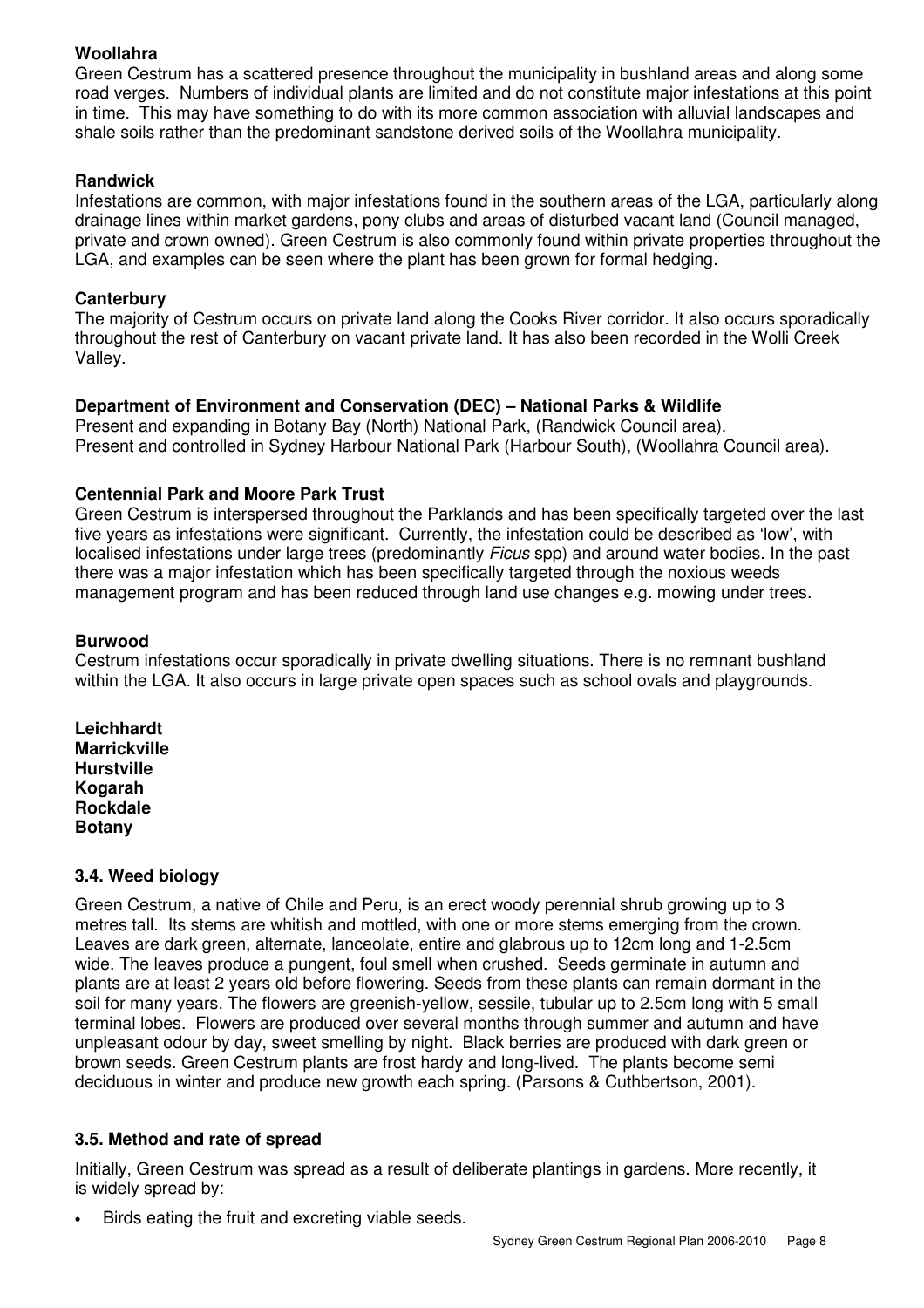**Woollahra**
Green Cestrum has a scattered presence throughout the municipality in bushland areas and along some road verges. Numbers of individual plants are limited and do not constitute major infestations at this point in time. This may have something to do with its more common association with alluvial landscapes and shale soils rather than the predominant sandstone derived soils of the Woollahra municipality.

**Randwick**
Infestations are common, with major infestations found in the southern areas of the LGA, particularly along drainage lines within market gardens, pony clubs and areas of disturbed vacant land (Council managed, private and crown owned). Green Cestrum is also commonly found within private properties throughout the LGA, and examples can be seen where the plant has been grown for formal hedging.

**Canterbury**
The majority of Cestrum occurs on private land along the Cooks River corridor. It also occurs sporadically throughout the rest of Canterbury on vacant private land. It has also been recorded in the Wolli Creek Valley.

**Department of Environment and Conservation (DEC) – National Parks & Wildlife**
Present and expanding in Botany Bay (North) National Park, (Randwick Council area).
Present and controlled in Sydney Harbour National Park (Harbour South), (Woollahra Council area).

**Centennial Park and Moore Park Trust**
Green Cestrum is interspersed throughout the Parklands and has been specifically targeted over the last five years as infestations were significant. Currently, the infestation could be described as 'low', with localised infestations under large trees (predominantly *Ficus* spp) and around water bodies. In the past there was a major infestation which has been specifically targeted through the noxious weeds management program and has been reduced through land use changes e.g. mowing under trees.

**Burwood**
Cestrum infestations occur sporadically in private dwelling situations. There is no remnant bushland within the LGA. It also occurs in large private open spaces such as school ovals and playgrounds.

**Leichhardt**
**Marrickville**
**Hurstville**
**Kogarah**
**Rockdale**
**Botany**

### 3.4. Weed biology

Green Cestrum, a native of Chile and Peru, is an erect woody perennial shrub growing up to 3 metres tall. Its stems are whitish and mottled, with one or more stems emerging from the crown. Leaves are dark green, alternate, lanceolate, entire and glabrous up to 12cm long and 1-2.5cm wide. The leaves produce a pungent, foul smell when crushed. Seeds germinate in autumn and plants are at least 2 years old before flowering. Seeds from these plants can remain dormant in the soil for many years. The flowers are greenish-yellow, sessile, tubular up to 2.5cm long with 5 small terminal lobes. Flowers are produced over several months through summer and autumn and have unpleasant odour by day, sweet smelling by night. Black berries are produced with dark green or brown seeds. Green Cestrum plants are frost hardy and long-lived. The plants become semi deciduous in winter and produce new growth each spring. (Parsons & Cuthbertson, 2001).

### 3.5. Method and rate of spread

Initially, Green Cestrum was spread as a result of deliberate plantings in gardens. More recently, it is widely spread by:

- Birds eating the fruit and excreting viable seeds.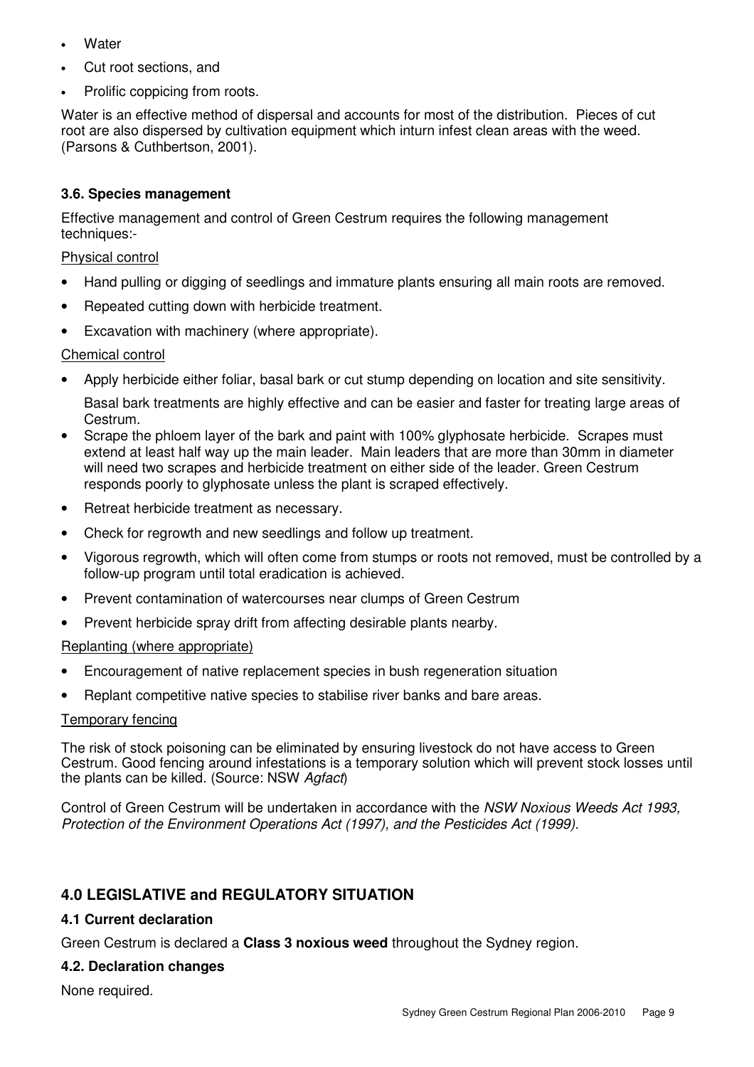- Water
- Cut root sections, and
- Prolific coppicing from roots.

Water is an effective method of dispersal and accounts for most of the distribution. Pieces of cut root are also dispersed by cultivation equipment which inturn infest clean areas with the weed. (Parsons & Cuthbertson, 2001).

### 3.6. Species management

Effective management and control of Green Cestrum requires the following management techniques:-

Physical control

- Hand pulling or digging of seedlings and immature plants ensuring all main roots are removed.
- Repeated cutting down with herbicide treatment.
- Excavation with machinery (where appropriate).

Chemical control

- Apply herbicide either foliar, basal bark or cut stump depending on location and site sensitivity.

  Basal bark treatments are highly effective and can be easier and faster for treating large areas of Cestrum.
- Scrape the phloem layer of the bark and paint with 100% glyphosate herbicide. Scrapes must extend at least half way up the main leader. Main leaders that are more than 30mm in diameter will need two scrapes and herbicide treatment on either side of the leader. Green Cestrum responds poorly to glyphosate unless the plant is scraped effectively.
- Retreat herbicide treatment as necessary.
- Check for regrowth and new seedlings and follow up treatment.
- Vigorous regrowth, which will often come from stumps or roots not removed, must be controlled by a follow-up program until total eradication is achieved.
- Prevent contamination of watercourses near clumps of Green Cestrum
- Prevent herbicide spray drift from affecting desirable plants nearby.

Replanting (where appropriate)

- Encouragement of native replacement species in bush regeneration situation
- Replant competitive native species to stabilise river banks and bare areas.

Temporary fencing

The risk of stock poisoning can be eliminated by ensuring livestock do not have access to Green Cestrum. Good fencing around infestations is a temporary solution which will prevent stock losses until the plants can be killed. (Source: NSW *Agfact*)

Control of Green Cestrum will be undertaken in accordance with the *NSW Noxious Weeds Act 1993, Protection of the Environment Operations Act (1997), and the Pesticides Act (1999).*

## 4.0 LEGISLATIVE and REGULATORY SITUATION

### 4.1 Current declaration

Green Cestrum is declared a **Class 3 noxious weed** throughout the Sydney region.

### 4.2. Declaration changes

None required.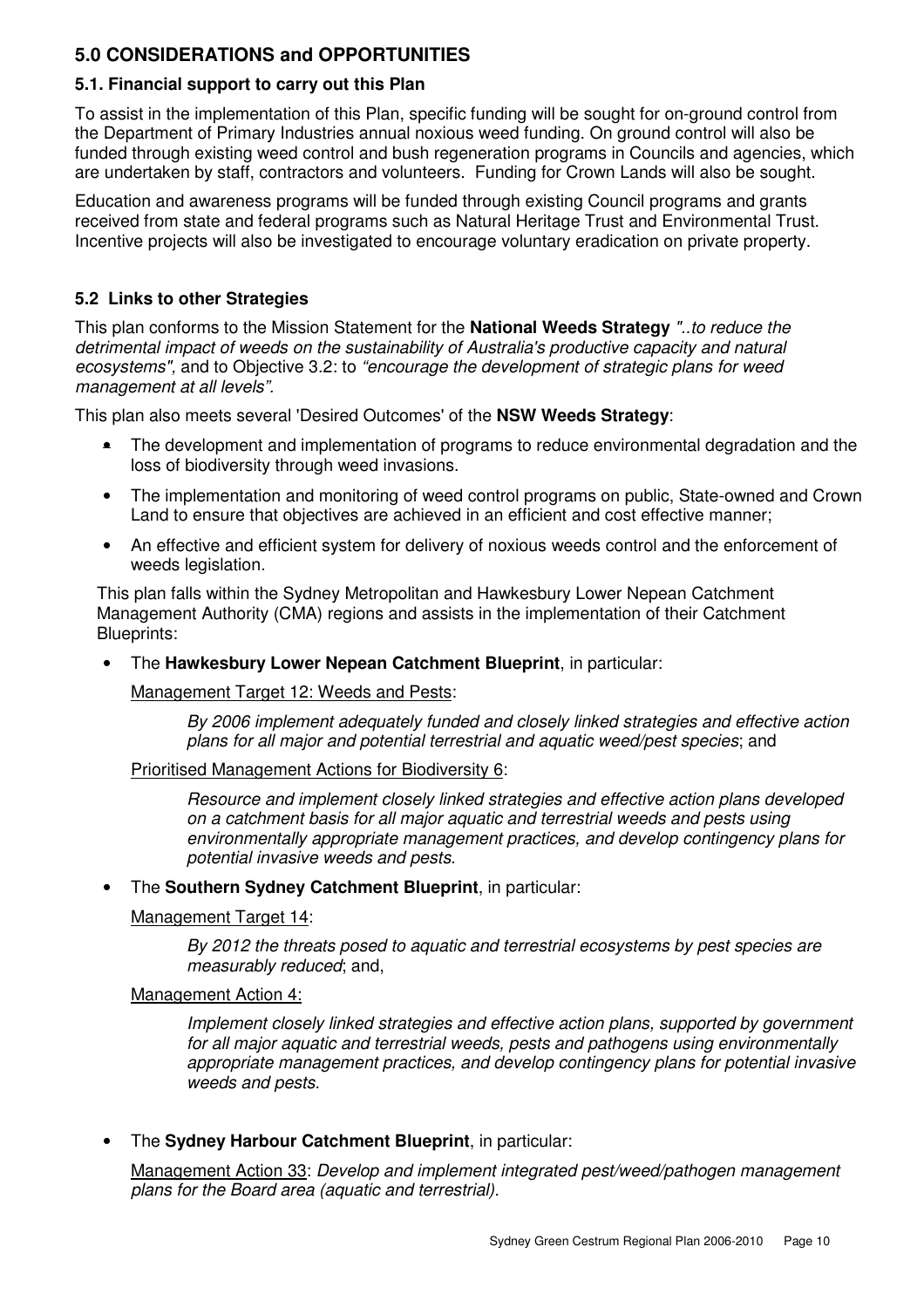## 5.0 CONSIDERATIONS and OPPORTUNITIES

### 5.1. Financial support to carry out this Plan

To assist in the implementation of this Plan, specific funding will be sought for on-ground control from the Department of Primary Industries annual noxious weed funding. On ground control will also be funded through existing weed control and bush regeneration programs in Councils and agencies, which are undertaken by staff, contractors and volunteers. Funding for Crown Lands will also be sought.

Education and awareness programs will be funded through existing Council programs and grants received from state and federal programs such as Natural Heritage Trust and Environmental Trust. Incentive projects will also be investigated to encourage voluntary eradication on private property.

### 5.2 Links to other Strategies

This plan conforms to the Mission Statement for the **National Weeds Strategy** *"..to reduce the detrimental impact of weeds on the sustainability of Australia's productive capacity and natural ecosystems",* and to Objective 3.2: to *"encourage the development of strategic plans for weed management at all levels".*

This plan also meets several 'Desired Outcomes' of the **NSW Weeds Strategy**:

- The development and implementation of programs to reduce environmental degradation and the loss of biodiversity through weed invasions.
- The implementation and monitoring of weed control programs on public, State-owned and Crown Land to ensure that objectives are achieved in an efficient and cost effective manner;
- An effective and efficient system for delivery of noxious weeds control and the enforcement of weeds legislation.

This plan falls within the Sydney Metropolitan and Hawkesbury Lower Nepean Catchment Management Authority (CMA) regions and assists in the implementation of their Catchment Blueprints:

- The **Hawkesbury Lower Nepean Catchment Blueprint**, in particular:

  Management Target 12: Weeds and Pests:

  > *By 2006 implement adequately funded and closely linked strategies and effective action plans for all major and potential terrestrial and aquatic weed/pest species*; and

  Prioritised Management Actions for Biodiversity 6:

  > *Resource and implement closely linked strategies and effective action plans developed on a catchment basis for all major aquatic and terrestrial weeds and pests using environmentally appropriate management practices, and develop contingency plans for potential invasive weeds and pests.*

- The **Southern Sydney Catchment Blueprint**, in particular:

  Management Target 14:

  > *By 2012 the threats posed to aquatic and terrestrial ecosystems by pest species are measurably reduced*; and,

  Management Action 4:

  > *Implement closely linked strategies and effective action plans, supported by government for all major aquatic and terrestrial weeds, pests and pathogens using environmentally appropriate management practices, and develop contingency plans for potential invasive weeds and pests.*

- The **Sydney Harbour Catchment Blueprint**, in particular:

  Management Action 33: *Develop and implement integrated pest/weed/pathogen management plans for the Board area (aquatic and terrestrial).*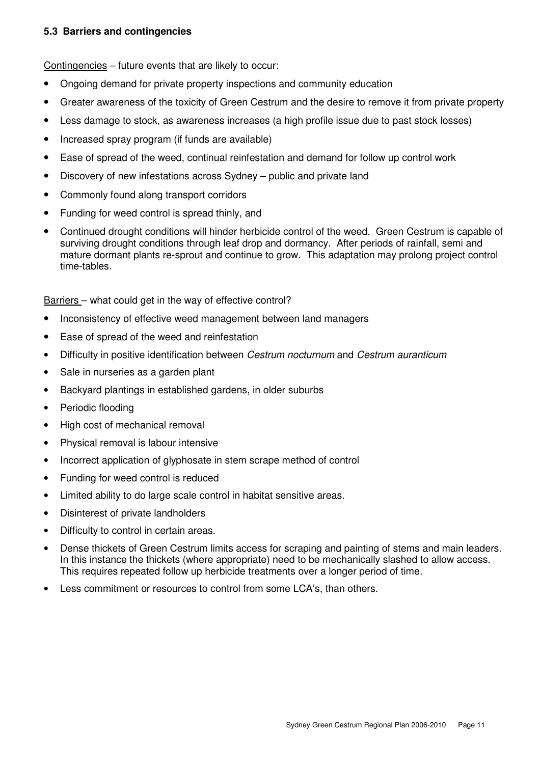### 5.3 Barriers and contingencies

Contingencies – future events that are likely to occur:

- Ongoing demand for private property inspections and community education
- Greater awareness of the toxicity of Green Cestrum and the desire to remove it from private property
- Less damage to stock, as awareness increases (a high profile issue due to past stock losses)
- Increased spray program (if funds are available)
- Ease of spread of the weed, continual reinfestation and demand for follow up control work
- Discovery of new infestations across Sydney – public and private land
- Commonly found along transport corridors
- Funding for weed control is spread thinly, and
- Continued drought conditions will hinder herbicide control of the weed. Green Cestrum is capable of surviving drought conditions through leaf drop and dormancy. After periods of rainfall, semi and mature dormant plants re-sprout and continue to grow. This adaptation may prolong project control time-tables.

Barriers – what could get in the way of effective control?

- Inconsistency of effective weed management between land managers
- Ease of spread of the weed and reinfestation
- Difficulty in positive identification between *Cestrum nocturnum* and *Cestrum auranticum*
- Sale in nurseries as a garden plant
- Backyard plantings in established gardens, in older suburbs
- Periodic flooding
- High cost of mechanical removal
- Physical removal is labour intensive
- Incorrect application of glyphosate in stem scrape method of control
- Funding for weed control is reduced
- Limited ability to do large scale control in habitat sensitive areas.
- Disinterest of private landholders
- Difficulty to control in certain areas.
- Dense thickets of Green Cestrum limits access for scraping and painting of stems and main leaders. In this instance the thickets (where appropriate) need to be mechanically slashed to allow access. This requires repeated follow up herbicide treatments over a longer period of time.
- Less commitment or resources to control from some LCA's, than others.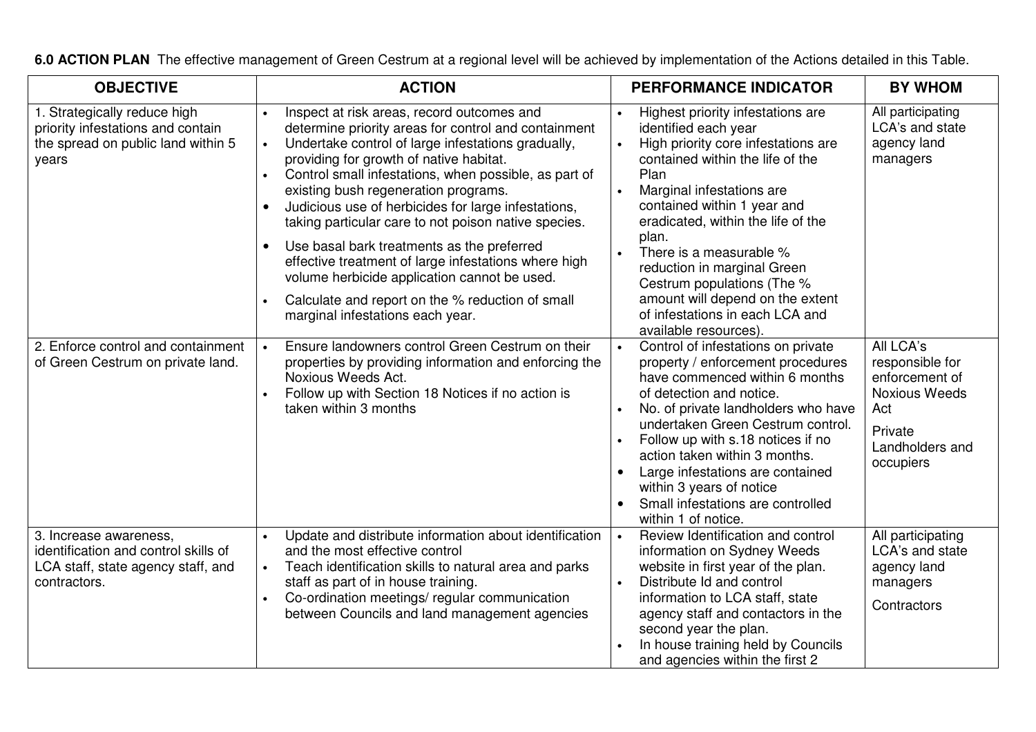**6.0 ACTION PLAN** The effective management of Green Cestrum at a regional level will be achieved by implementation of the Actions detailed in this Table.

| OBJECTIVE | ACTION | PERFORMANCE INDICATOR | BY WHOM |
|---|---|---|---|
| 1. Strategically reduce high priority infestations and contain the spread on public land within 5 years | • Inspect at risk areas, record outcomes and determine priority areas for control and containment<br>• Undertake control of large infestations gradually, providing for growth of native habitat.<br>• Control small infestations, when possible, as part of existing bush regeneration programs.<br>• Judicious use of herbicides for large infestations, taking particular care to not poison native species.<br>• Use basal bark treatments as the preferred effective treatment of large infestations where high volume herbicide application cannot be used.<br>• Calculate and report on the % reduction of small marginal infestations each year. | • Highest priority infestations are identified each year<br>• High priority core infestations are contained within the life of the Plan<br>• Marginal infestations are contained within 1 year and eradicated, within the life of the plan.<br>• There is a measurable % reduction in marginal Green Cestrum populations (The % amount will depend on the extent of infestations in each LCA and available resources). | All participating LCA's and state agency land managers |
| 2. Enforce control and containment of Green Cestrum on private land. | • Ensure landowners control Green Cestrum on their properties by providing information and enforcing the Noxious Weeds Act.<br>• Follow up with Section 18 Notices if no action is taken within 3 months | • Control of infestations on private property / enforcement procedures have commenced within 6 months of detection and notice.<br>• No. of private landholders who have undertaken Green Cestrum control.<br>• Follow up with s.18 notices if no action taken within 3 months.<br>• Large infestations are contained within 3 years of notice<br>• Small infestations are controlled within 1 of notice. | All LCA's responsible for enforcement of Noxious Weeds Act<br><br>Private Landholders and occupiers |
| 3. Increase awareness, identification and control skills of LCA staff, state agency staff, and contractors. | • Update and distribute information about identification and the most effective control<br>• Teach identification skills to natural area and parks staff as part of in house training.<br>• Co-ordination meetings/ regular communication between Councils and land management agencies | • Review Identification and control information on Sydney Weeds website in first year of the plan.<br>• Distribute Id and control information to LCA staff, state agency staff and contactors in the second year the plan.<br>• In house training held by Councils and agencies within the first 2 | All participating LCA's and state agency land managers<br><br>Contractors |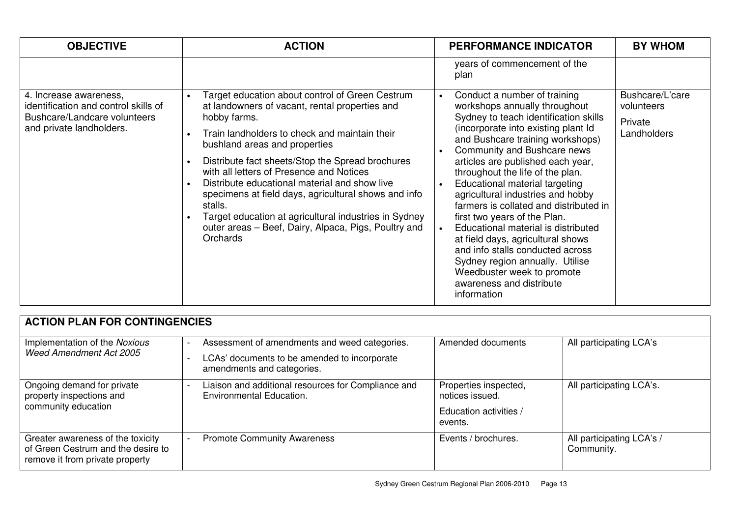| OBJECTIVE | ACTION | PERFORMANCE INDICATOR | BY WHOM |
|---|---|---|---|
| | | years of commencement of the plan | |
| 4. Increase awareness, identification and control skills of Bushcare/Landcare volunteers and private landholders. | • Target education about control of Green Cestrum at landowners of vacant, rental properties and hobby farms.<br>• Train landholders to check and maintain their bushland areas and properties<br>• Distribute fact sheets/Stop the Spread brochures with all letters of Presence and Notices<br>• Distribute educational material and show live specimens at field days, agricultural shows and info stalls.<br>• Target education at agricultural industries in Sydney outer areas – Beef, Dairy, Alpaca, Pigs, Poultry and Orchards | • Conduct a number of training workshops annually throughout Sydney to teach identification skills (incorporate into existing plant Id and Bushcare training workshops)<br>• Community and Bushcare news articles are published each year, throughout the life of the plan.<br>• Educational material targeting agricultural industries and hobby farmers is collated and distributed in first two years of the Plan.<br>• Educational material is distributed at field days, agricultural shows and info stalls conducted across Sydney region annually. Utilise Weedbuster week to promote awareness and distribute information | Bushcare/L'care volunteers<br>Private Landholders |

| ACTION PLAN FOR CONTINGENCIES | | | |
|---|---|---|---|
| Implementation of the *Noxious Weed Amendment Act 2005* | - Assessment of amendments and weed categories.<br>- LCAs' documents to be amended to incorporate amendments and categories. | Amended documents | All participating LCA's |
| Ongoing demand for private property inspections and community education | - Liaison and additional resources for Compliance and Environmental Education. | Properties inspected, notices issued.<br>Education activities / events. | All participating LCA's. |
| Greater awareness of the toxicity of Green Cestrum and the desire to remove it from private property | - Promote Community Awareness | Events / brochures. | All participating LCA's / Community. |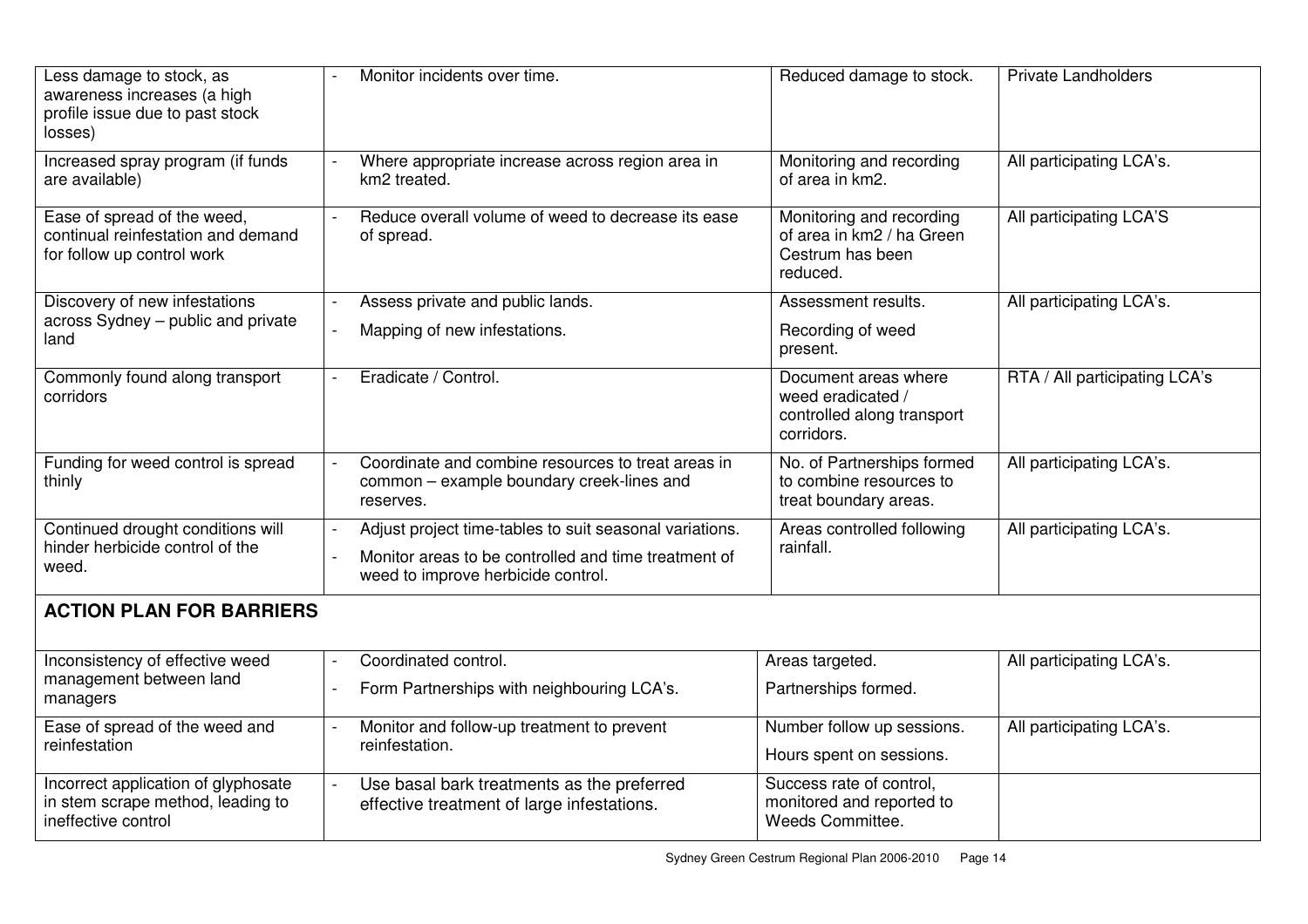| | | | |
|---|---|---|---|
| Less damage to stock, as awareness increases (a high profile issue due to past stock losses) | - Monitor incidents over time. | Reduced damage to stock. | Private Landholders |
| Increased spray program (if funds are available) | - Where appropriate increase across region area in km2 treated. | Monitoring and recording of area in km2. | All participating LCA's. |
| Ease of spread of the weed, continual reinfestation and demand for follow up control work | - Reduce overall volume of weed to decrease its ease of spread. | Monitoring and recording of area in km2 / ha Green Cestrum has been reduced. | All participating LCA'S |
| Discovery of new infestations across Sydney – public and private land | - Assess private and public lands.<br>- Mapping of new infestations. | Assessment results.<br>Recording of weed present. | All participating LCA's. |
| Commonly found along transport corridors | - Eradicate / Control. | Document areas where weed eradicated / controlled along transport corridors. | RTA / All participating LCA's |
| Funding for weed control is spread thinly | - Coordinate and combine resources to treat areas in common – example boundary creek-lines and reserves. | No. of Partnerships formed to combine resources to treat boundary areas. | All participating LCA's. |
| Continued drought conditions will hinder herbicide control of the weed. | - Adjust project time-tables to suit seasonal variations.<br>- Monitor areas to be controlled and time treatment of weed to improve herbicide control. | Areas controlled following rainfall. | All participating LCA's. |

## ACTION PLAN FOR BARRIERS

| | | | |
|---|---|---|---|
| Inconsistency of effective weed management between land managers | - Coordinated control.<br>- Form Partnerships with neighbouring LCA's. | Areas targeted.<br>Partnerships formed. | All participating LCA's. |
| Ease of spread of the weed and reinfestation | - Monitor and follow-up treatment to prevent reinfestation. | Number follow up sessions.<br>Hours spent on sessions. | All participating LCA's. |
| Incorrect application of glyphosate in stem scrape method, leading to ineffective control | - Use basal bark treatments as the preferred effective treatment of large infestations. | Success rate of control, monitored and reported to Weeds Committee. | |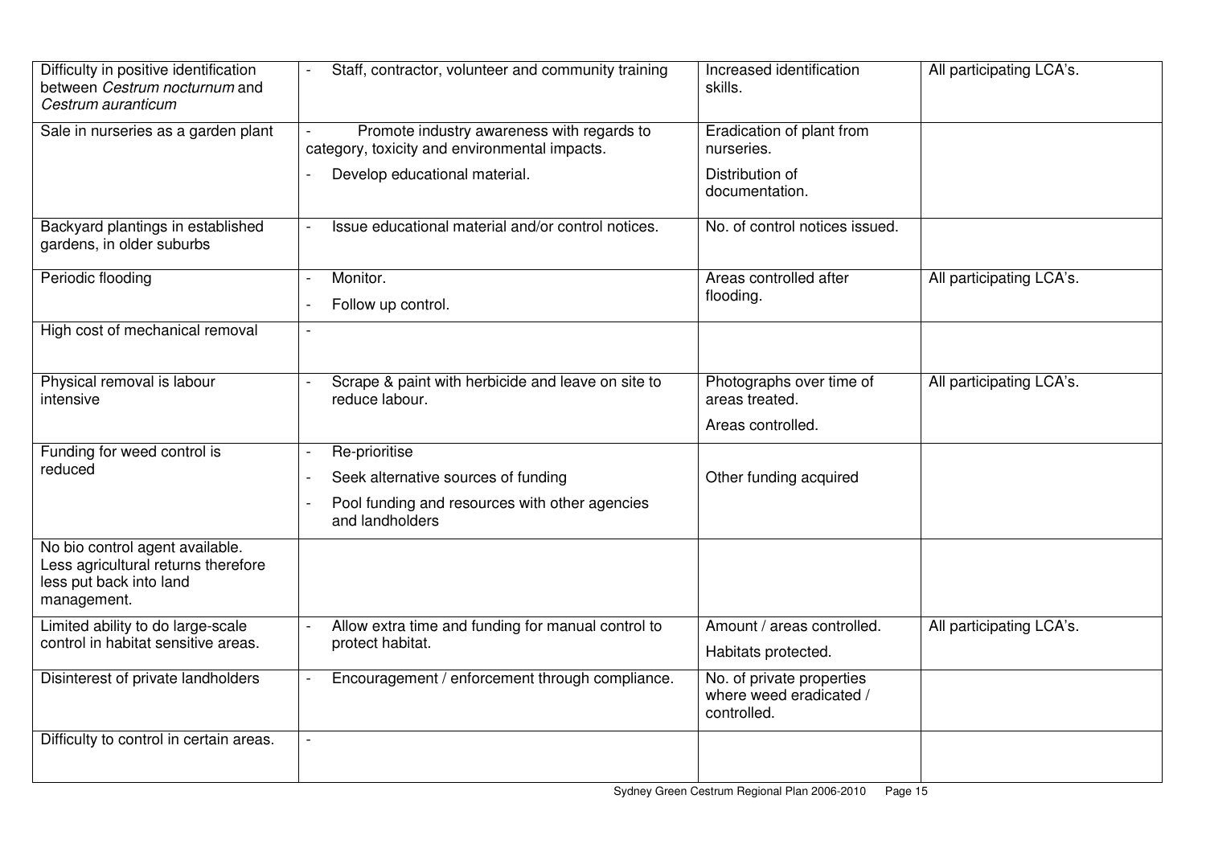| Difficulty in positive identification between *Cestrum nocturnum* and *Cestrum auranticum* | - Staff, contractor, volunteer and community training | Increased identification skills. | All participating LCA's. |
|---|---|---|---|
| Sale in nurseries as a garden plant | - Promote industry awareness with regards to category, toxicity and environmental impacts.<br>- Develop educational material. | Eradication of plant from nurseries.<br>Distribution of documentation. | |
| Backyard plantings in established gardens, in older suburbs | - Issue educational material and/or control notices. | No. of control notices issued. | |
| Periodic flooding | - Monitor.<br>- Follow up control. | Areas controlled after flooding. | All participating LCA's. |
| High cost of mechanical removal | - | | |
| Physical removal is labour intensive | - Scrape & paint with herbicide and leave on site to reduce labour. | Photographs over time of areas treated.<br>Areas controlled. | All participating LCA's. |
| Funding for weed control is reduced | - Re-prioritise<br>- Seek alternative sources of funding<br>- Pool funding and resources with other agencies and landholders | Other funding acquired | |
| No bio control agent available. Less agricultural returns therefore less put back into land management. | | | |
| Limited ability to do large-scale control in habitat sensitive areas. | - Allow extra time and funding for manual control to protect habitat. | Amount / areas controlled.<br>Habitats protected. | All participating LCA's. |
| Disinterest of private landholders | - Encouragement / enforcement through compliance. | No. of private properties where weed eradicated / controlled. | |
| Difficulty to control in certain areas. | - | | |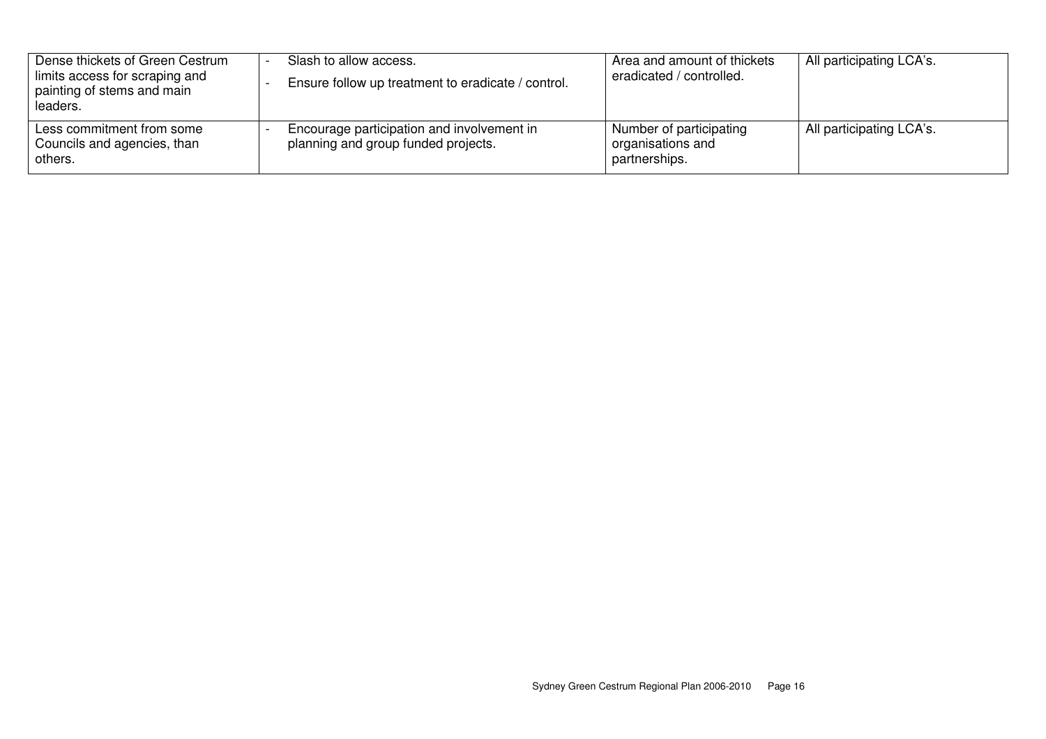| | | | |
|---|---|---|---|
| Dense thickets of Green Cestrum limits access for scraping and painting of stems and main leaders. | - Slash to allow access.<br>- Ensure follow up treatment to eradicate / control. | Area and amount of thickets eradicated / controlled. | All participating LCA's. |
| Less commitment from some Councils and agencies, than others. | - Encourage participation and involvement in planning and group funded projects. | Number of participating organisations and partnerships. | All participating LCA's. |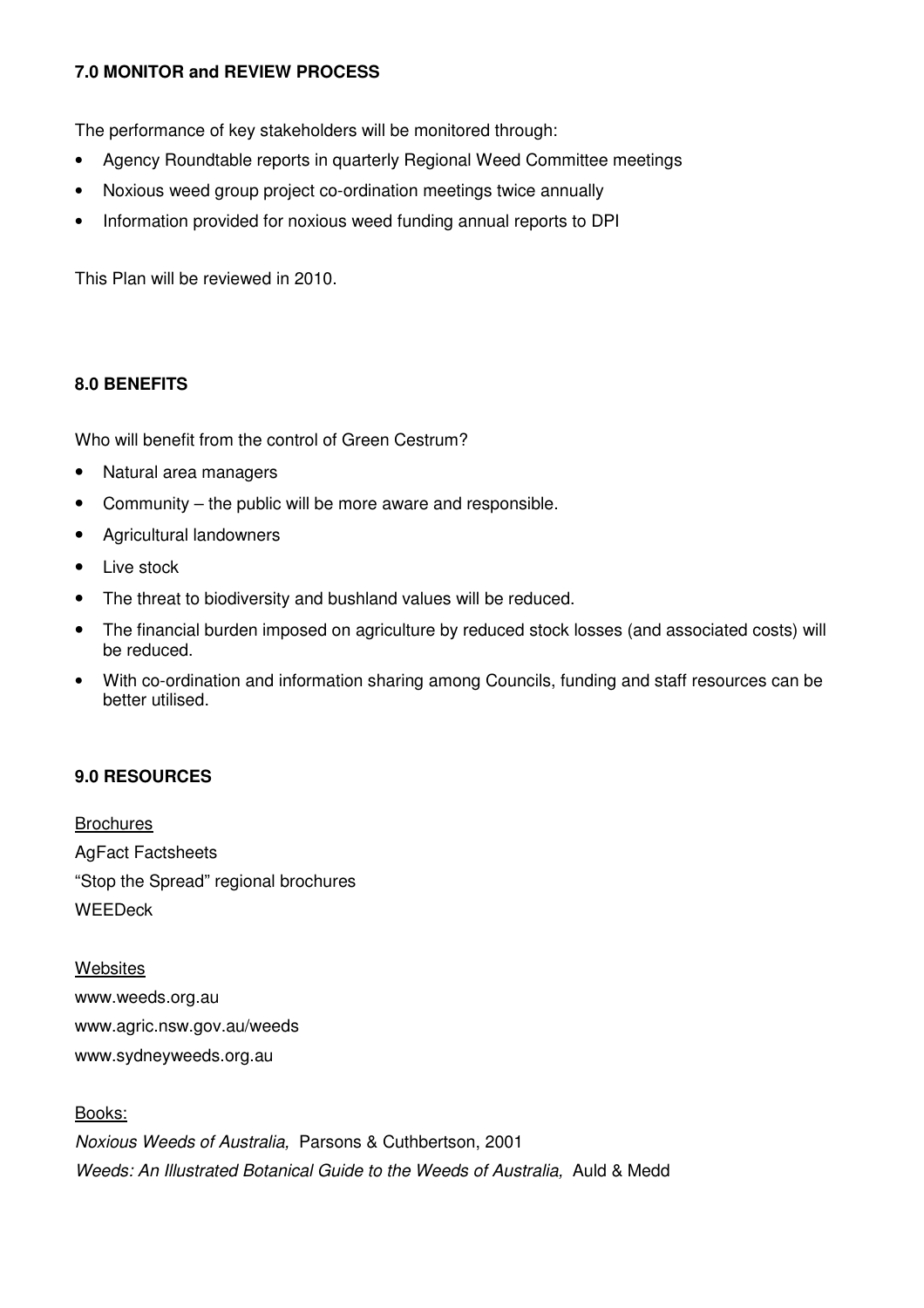### 7.0 MONITOR and REVIEW PROCESS

The performance of key stakeholders will be monitored through:

- Agency Roundtable reports in quarterly Regional Weed Committee meetings
- Noxious weed group project co-ordination meetings twice annually
- Information provided for noxious weed funding annual reports to DPI

This Plan will be reviewed in 2010.

### 8.0 BENEFITS

Who will benefit from the control of Green Cestrum?

- Natural area managers
- Community – the public will be more aware and responsible.
- Agricultural landowners
- Live stock
- The threat to biodiversity and bushland values will be reduced.
- The financial burden imposed on agriculture by reduced stock losses (and associated costs) will be reduced.
- With co-ordination and information sharing among Councils, funding and staff resources can be better utilised.

### 9.0 RESOURCES

Brochures

AgFact Factsheets

"Stop the Spread" regional brochures

WEEDeck

Websites

www.weeds.org.au

www.agric.nsw.gov.au/weeds

www.sydneyweeds.org.au

Books:

*Noxious Weeds of Australia,* Parsons & Cuthbertson, 2001

*Weeds: An Illustrated Botanical Guide to the Weeds of Australia,* Auld & Medd